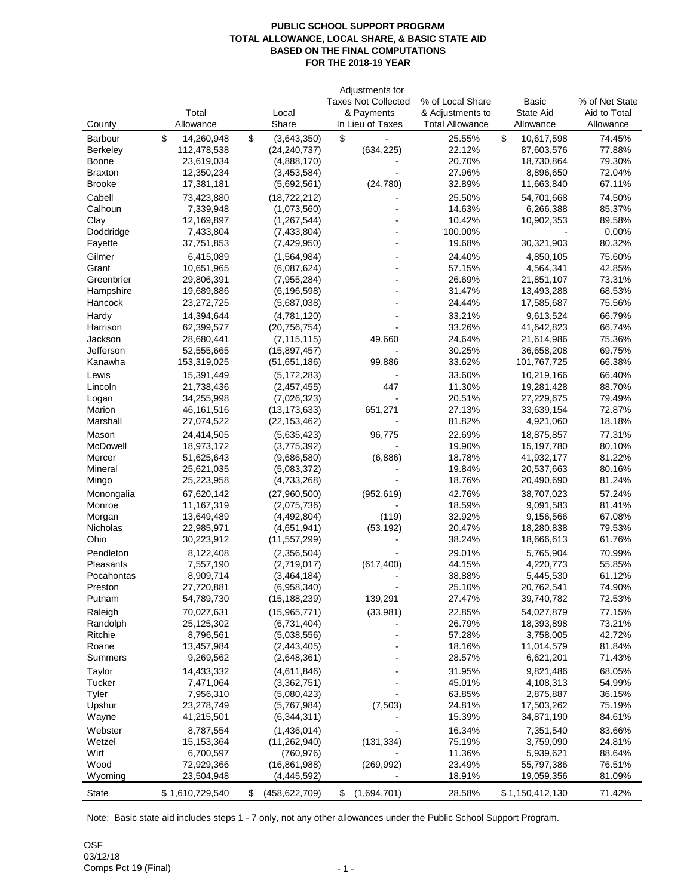**PUBLIC SCHOOL SUPPORT PROGRAM**
**TOTAL ALLOWANCE, LOCAL SHARE, & BASIC STATE AID**
**BASED ON THE FINAL COMPUTATIONS**
**FOR THE 2018-19 YEAR**

| County | Total Allowance | Local Share | Adjustments for Taxes Not Collected & Payments In Lieu of Taxes | % of Local Share & Adjustments to Total Allowance | Basic State Aid Allowance | % of Net State Aid to Total Allowance |
|---|---|---|---|---|---|---|
| Barbour | $ 14,260,948 | $ (3,643,350) | $ - | 25.55% | $ 10,617,598 | 74.45% |
| Berkeley | 112,478,538 | (24,240,737) | (634,225) | 22.12% | 87,603,576 | 77.88% |
| Boone | 23,619,034 | (4,888,170) | - | 20.70% | 18,730,864 | 79.30% |
| Braxton | 12,350,234 | (3,453,584) | - | 27.96% | 8,896,650 | 72.04% |
| Brooke | 17,381,181 | (5,692,561) | (24,780) | 32.89% | 11,663,840 | 67.11% |
| Cabell | 73,423,880 | (18,722,212) | - | 25.50% | 54,701,668 | 74.50% |
| Calhoun | 7,339,948 | (1,073,560) | - | 14.63% | 6,266,388 | 85.37% |
| Clay | 12,169,897 | (1,267,544) | - | 10.42% | 10,902,353 | 89.58% |
| Doddridge | 7,433,804 | (7,433,804) | - | 100.00% | - | 0.00% |
| Fayette | 37,751,853 | (7,429,950) | - | 19.68% | 30,321,903 | 80.32% |
| Gilmer | 6,415,089 | (1,564,984) | - | 24.40% | 4,850,105 | 75.60% |
| Grant | 10,651,965 | (6,087,624) | - | 57.15% | 4,564,341 | 42.85% |
| Greenbrier | 29,806,391 | (7,955,284) | - | 26.69% | 21,851,107 | 73.31% |
| Hampshire | 19,689,886 | (6,196,598) | - | 31.47% | 13,493,288 | 68.53% |
| Hancock | 23,272,725 | (5,687,038) | - | 24.44% | 17,585,687 | 75.56% |
| Hardy | 14,394,644 | (4,781,120) | - | 33.21% | 9,613,524 | 66.79% |
| Harrison | 62,399,577 | (20,756,754) | - | 33.26% | 41,642,823 | 66.74% |
| Jackson | 28,680,441 | (7,115,115) | 49,660 | 24.64% | 21,614,986 | 75.36% |
| Jefferson | 52,555,665 | (15,897,457) | - | 30.25% | 36,658,208 | 69.75% |
| Kanawha | 153,319,025 | (51,651,186) | 99,886 | 33.62% | 101,767,725 | 66.38% |
| Lewis | 15,391,449 | (5,172,283) | - | 33.60% | 10,219,166 | 66.40% |
| Lincoln | 21,738,436 | (2,457,455) | 447 | 11.30% | 19,281,428 | 88.70% |
| Logan | 34,255,998 | (7,026,323) | - | 20.51% | 27,229,675 | 79.49% |
| Marion | 46,161,516 | (13,173,633) | 651,271 | 27.13% | 33,639,154 | 72.87% |
| Marshall | 27,074,522 | (22,153,462) | - | 81.82% | 4,921,060 | 18.18% |
| Mason | 24,414,505 | (5,635,423) | 96,775 | 22.69% | 18,875,857 | 77.31% |
| McDowell | 18,973,172 | (3,775,392) | - | 19.90% | 15,197,780 | 80.10% |
| Mercer | 51,625,643 | (9,686,580) | (6,886) | 18.78% | 41,932,177 | 81.22% |
| Mineral | 25,621,035 | (5,083,372) | - | 19.84% | 20,537,663 | 80.16% |
| Mingo | 25,223,958 | (4,733,268) | - | 18.76% | 20,490,690 | 81.24% |
| Monongalia | 67,620,142 | (27,960,500) | (952,619) | 42.76% | 38,707,023 | 57.24% |
| Monroe | 11,167,319 | (2,075,736) | - | 18.59% | 9,091,583 | 81.41% |
| Morgan | 13,649,489 | (4,492,804) | (119) | 32.92% | 9,156,566 | 67.08% |
| Nicholas | 22,985,971 | (4,651,941) | (53,192) | 20.47% | 18,280,838 | 79.53% |
| Ohio | 30,223,912 | (11,557,299) | - | 38.24% | 18,666,613 | 61.76% |
| Pendleton | 8,122,408 | (2,356,504) | - | 29.01% | 5,765,904 | 70.99% |
| Pleasants | 7,557,190 | (2,719,017) | (617,400) | 44.15% | 4,220,773 | 55.85% |
| Pocahontas | 8,909,714 | (3,464,184) | - | 38.88% | 5,445,530 | 61.12% |
| Preston | 27,720,881 | (6,958,340) | - | 25.10% | 20,762,541 | 74.90% |
| Putnam | 54,789,730 | (15,188,239) | 139,291 | 27.47% | 39,740,782 | 72.53% |
| Raleigh | 70,027,631 | (15,965,771) | (33,981) | 22.85% | 54,027,879 | 77.15% |
| Randolph | 25,125,302 | (6,731,404) | - | 26.79% | 18,393,898 | 73.21% |
| Ritchie | 8,796,561 | (5,038,556) | - | 57.28% | 3,758,005 | 42.72% |
| Roane | 13,457,984 | (2,443,405) | - | 18.16% | 11,014,579 | 81.84% |
| Summers | 9,269,562 | (2,648,361) | - | 28.57% | 6,621,201 | 71.43% |
| Taylor | 14,433,332 | (4,611,846) | - | 31.95% | 9,821,486 | 68.05% |
| Tucker | 7,471,064 | (3,362,751) | - | 45.01% | 4,108,313 | 54.99% |
| Tyler | 7,956,310 | (5,080,423) | - | 63.85% | 2,875,887 | 36.15% |
| Upshur | 23,278,749 | (5,767,984) | (7,503) | 24.81% | 17,503,262 | 75.19% |
| Wayne | 41,215,501 | (6,344,311) | - | 15.39% | 34,871,190 | 84.61% |
| Webster | 8,787,554 | (1,436,014) | - | 16.34% | 7,351,540 | 83.66% |
| Wetzel | 15,153,364 | (11,262,940) | (131,334) | 75.19% | 3,759,090 | 24.81% |
| Wirt | 6,700,597 | (760,976) | - | 11.36% | 5,939,621 | 88.64% |
| Wood | 72,929,366 | (16,861,988) | (269,992) | 23.49% | 55,797,386 | 76.51% |
| Wyoming | 23,504,948 | (4,445,592) | - | 18.91% | 19,059,356 | 81.09% |
| State | $ 1,610,729,540 | $ (458,622,709) | $ (1,694,701) | 28.58% | $ 1,150,412,130 | 71.42% |

Note: Basic state aid includes steps 1 - 7 only, not any other allowances under the Public School Support Program.

OSF
03/12/18
Comps Pct 19 (Final)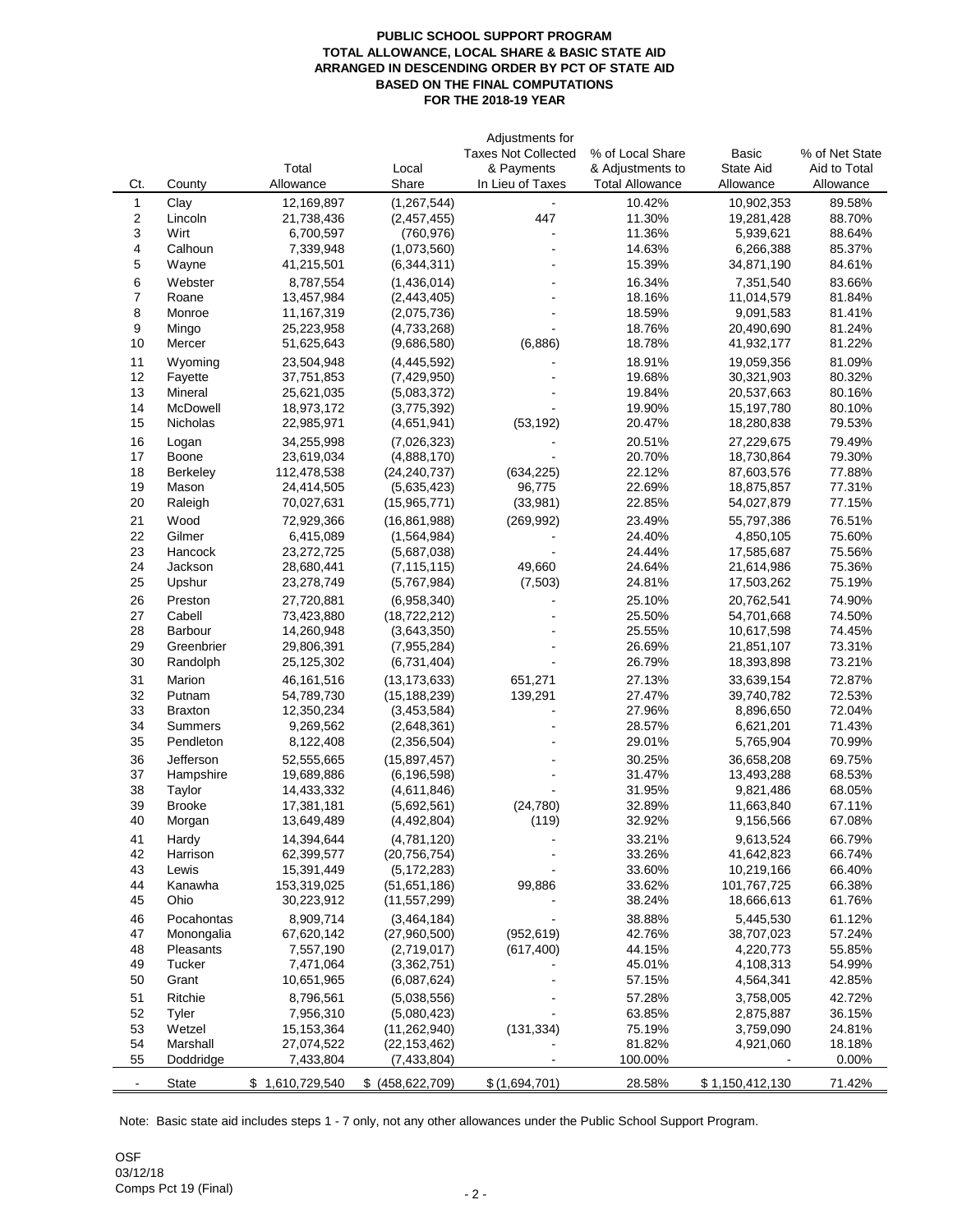**PUBLIC SCHOOL SUPPORT PROGRAM**
**TOTAL ALLOWANCE, LOCAL SHARE & BASIC STATE AID**
**ARRANGED IN DESCENDING ORDER BY PCT OF STATE AID**
**BASED ON THE FINAL COMPUTATIONS**
**FOR THE 2018-19 YEAR**

| Ct. | County | Total Allowance | Local Share | Adjustments for Taxes Not Collected & Payments In Lieu of Taxes | % of Local Share & Adjustments to Total Allowance | Basic State Aid Allowance | % of Net State Aid to Total Allowance |
|---|---|---|---|---|---|---|---|
| 1 | Clay | 12,169,897 | (1,267,544) | - | 10.42% | 10,902,353 | 89.58% |
| 2 | Lincoln | 21,738,436 | (2,457,455) | 447 | 11.30% | 19,281,428 | 88.70% |
| 3 | Wirt | 6,700,597 | (760,976) | - | 11.36% | 5,939,621 | 88.64% |
| 4 | Calhoun | 7,339,948 | (1,073,560) | - | 14.63% | 6,266,388 | 85.37% |
| 5 | Wayne | 41,215,501 | (6,344,311) | - | 15.39% | 34,871,190 | 84.61% |
| 6 | Webster | 8,787,554 | (1,436,014) | - | 16.34% | 7,351,540 | 83.66% |
| 7 | Roane | 13,457,984 | (2,443,405) | - | 18.16% | 11,014,579 | 81.84% |
| 8 | Monroe | 11,167,319 | (2,075,736) | - | 18.59% | 9,091,583 | 81.41% |
| 9 | Mingo | 25,223,958 | (4,733,268) | - | 18.76% | 20,490,690 | 81.24% |
| 10 | Mercer | 51,625,643 | (9,686,580) | (6,886) | 18.78% | 41,932,177 | 81.22% |
| 11 | Wyoming | 23,504,948 | (4,445,592) | - | 18.91% | 19,059,356 | 81.09% |
| 12 | Fayette | 37,751,853 | (7,429,950) | - | 19.68% | 30,321,903 | 80.32% |
| 13 | Mineral | 25,621,035 | (5,083,372) | - | 19.84% | 20,537,663 | 80.16% |
| 14 | McDowell | 18,973,172 | (3,775,392) | - | 19.90% | 15,197,780 | 80.10% |
| 15 | Nicholas | 22,985,971 | (4,651,941) | (53,192) | 20.47% | 18,280,838 | 79.53% |
| 16 | Logan | 34,255,998 | (7,026,323) | - | 20.51% | 27,229,675 | 79.49% |
| 17 | Boone | 23,619,034 | (4,888,170) | - | 20.70% | 18,730,864 | 79.30% |
| 18 | Berkeley | 112,478,538 | (24,240,737) | (634,225) | 22.12% | 87,603,576 | 77.88% |
| 19 | Mason | 24,414,505 | (5,635,423) | 96,775 | 22.69% | 18,875,857 | 77.31% |
| 20 | Raleigh | 70,027,631 | (15,965,771) | (33,981) | 22.85% | 54,027,879 | 77.15% |
| 21 | Wood | 72,929,366 | (16,861,988) | (269,992) | 23.49% | 55,797,386 | 76.51% |
| 22 | Gilmer | 6,415,089 | (1,564,984) | - | 24.40% | 4,850,105 | 75.60% |
| 23 | Hancock | 23,272,725 | (5,687,038) | - | 24.44% | 17,585,687 | 75.56% |
| 24 | Jackson | 28,680,441 | (7,115,115) | 49,660 | 24.64% | 21,614,986 | 75.36% |
| 25 | Upshur | 23,278,749 | (5,767,984) | (7,503) | 24.81% | 17,503,262 | 75.19% |
| 26 | Preston | 27,720,881 | (6,958,340) | - | 25.10% | 20,762,541 | 74.90% |
| 27 | Cabell | 73,423,880 | (18,722,212) | - | 25.50% | 54,701,668 | 74.50% |
| 28 | Barbour | 14,260,948 | (3,643,350) | - | 25.55% | 10,617,598 | 74.45% |
| 29 | Greenbrier | 29,806,391 | (7,955,284) | - | 26.69% | 21,851,107 | 73.31% |
| 30 | Randolph | 25,125,302 | (6,731,404) | - | 26.79% | 18,393,898 | 73.21% |
| 31 | Marion | 46,161,516 | (13,173,633) | 651,271 | 27.13% | 33,639,154 | 72.87% |
| 32 | Putnam | 54,789,730 | (15,188,239) | 139,291 | 27.47% | 39,740,782 | 72.53% |
| 33 | Braxton | 12,350,234 | (3,453,584) | - | 27.96% | 8,896,650 | 72.04% |
| 34 | Summers | 9,269,562 | (2,648,361) | - | 28.57% | 6,621,201 | 71.43% |
| 35 | Pendleton | 8,122,408 | (2,356,504) | - | 29.01% | 5,765,904 | 70.99% |
| 36 | Jefferson | 52,555,665 | (15,897,457) | - | 30.25% | 36,658,208 | 69.75% |
| 37 | Hampshire | 19,689,886 | (6,196,598) | - | 31.47% | 13,493,288 | 68.53% |
| 38 | Taylor | 14,433,332 | (4,611,846) | - | 31.95% | 9,821,486 | 68.05% |
| 39 | Brooke | 17,381,181 | (5,692,561) | (24,780) | 32.89% | 11,663,840 | 67.11% |
| 40 | Morgan | 13,649,489 | (4,492,804) | (119) | 32.92% | 9,156,566 | 67.08% |
| 41 | Hardy | 14,394,644 | (4,781,120) | - | 33.21% | 9,613,524 | 66.79% |
| 42 | Harrison | 62,399,577 | (20,756,754) | - | 33.26% | 41,642,823 | 66.74% |
| 43 | Lewis | 15,391,449 | (5,172,283) | - | 33.60% | 10,219,166 | 66.40% |
| 44 | Kanawha | 153,319,025 | (51,651,186) | 99,886 | 33.62% | 101,767,725 | 66.38% |
| 45 | Ohio | 30,223,912 | (11,557,299) | - | 38.24% | 18,666,613 | 61.76% |
| 46 | Pocahontas | 8,909,714 | (3,464,184) | - | 38.88% | 5,445,530 | 61.12% |
| 47 | Monongalia | 67,620,142 | (27,960,500) | (952,619) | 42.76% | 38,707,023 | 57.24% |
| 48 | Pleasants | 7,557,190 | (2,719,017) | (617,400) | 44.15% | 4,220,773 | 55.85% |
| 49 | Tucker | 7,471,064 | (3,362,751) | - | 45.01% | 4,108,313 | 54.99% |
| 50 | Grant | 10,651,965 | (6,087,624) | - | 57.15% | 4,564,341 | 42.85% |
| 51 | Ritchie | 8,796,561 | (5,038,556) | - | 57.28% | 3,758,005 | 42.72% |
| 52 | Tyler | 7,956,310 | (5,080,423) | - | 63.85% | 2,875,887 | 36.15% |
| 53 | Wetzel | 15,153,364 | (11,262,940) | (131,334) | 75.19% | 3,759,090 | 24.81% |
| 54 | Marshall | 27,074,522 | (22,153,462) | - | 81.82% | 4,921,060 | 18.18% |
| 55 | Doddridge | 7,433,804 | (7,433,804) | - | 100.00% | - | 0.00% |
| - | State | $ 1,610,729,540 | $ (458,622,709) | $ (1,694,701) | 28.58% | $ 1,150,412,130 | 71.42% |

Note: Basic state aid includes steps 1 - 7 only, not any other allowances under the Public School Support Program.

OSF
03/12/18
Comps Pct 19 (Final)